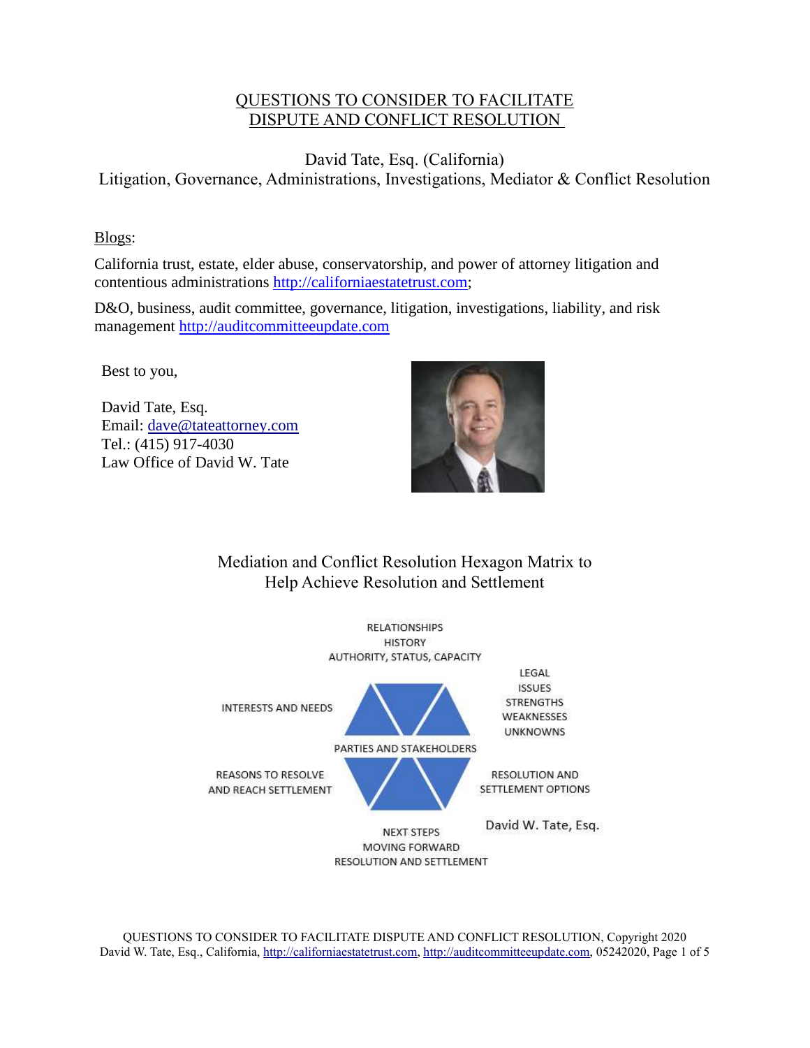# QUESTIONS TO CONSIDER TO FACILITATE DISPUTE AND CONFLICT RESOLUTION

David Tate, Esq. (California)
Litigation, Governance, Administrations, Investigations, Mediator & Conflict Resolution

Blogs:

California trust, estate, elder abuse, conservatorship, and power of attorney litigation and contentious administrations http://californiaestatetrust.com;

D&O, business, audit committee, governance, litigation, investigations, liability, and risk management http://auditcommitteeupdate.com

Best to you,

David Tate, Esq.
Email: dave@tateattorney.com
Tel.: (415) 917-4030
Law Office of David W. Tate

## Mediation and Conflict Resolution Hexagon Matrix to Help Achieve Resolution and Settlement

RELATIONSHIPS
HISTORY
AUTHORITY, STATUS, CAPACITY

LEGAL
ISSUES
STRENGTHS
WEAKNESSES
UNKNOWNS

INTERESTS AND NEEDS

PARTIES AND STAKEHOLDERS

REASONS TO RESOLVE AND REACH SETTLEMENT

RESOLUTION AND SETTLEMENT OPTIONS

NEXT STEPS
MOVING FORWARD
RESOLUTION AND SETTLEMENT

David W. Tate, Esq.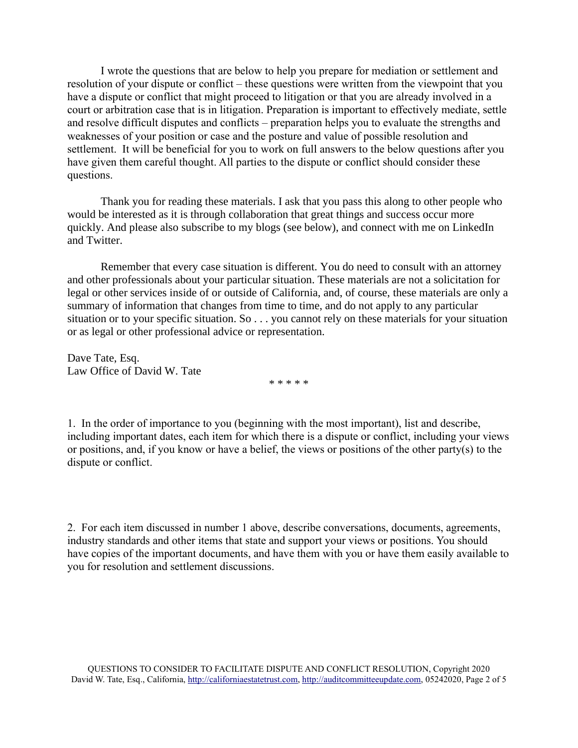I wrote the questions that are below to help you prepare for mediation or settlement and resolution of your dispute or conflict – these questions were written from the viewpoint that you have a dispute or conflict that might proceed to litigation or that you are already involved in a court or arbitration case that is in litigation. Preparation is important to effectively mediate, settle and resolve difficult disputes and conflicts – preparation helps you to evaluate the strengths and weaknesses of your position or case and the posture and value of possible resolution and settlement. It will be beneficial for you to work on full answers to the below questions after you have given them careful thought. All parties to the dispute or conflict should consider these questions.

Thank you for reading these materials. I ask that you pass this along to other people who would be interested as it is through collaboration that great things and success occur more quickly. And please also subscribe to my blogs (see below), and connect with me on LinkedIn and Twitter.

Remember that every case situation is different. You do need to consult with an attorney and other professionals about your particular situation. These materials are not a solicitation for legal or other services inside of or outside of California, and, of course, these materials are only a summary of information that changes from time to time, and do not apply to any particular situation or to your specific situation. So . . . you cannot rely on these materials for your situation or as legal or other professional advice or representation.

Dave Tate, Esq.
Law Office of David W. Tate

\* \* \* \* \*

1. In the order of importance to you (beginning with the most important), list and describe, including important dates, each item for which there is a dispute or conflict, including your views or positions, and, if you know or have a belief, the views or positions of the other party(s) to the dispute or conflict.

2. For each item discussed in number 1 above, describe conversations, documents, agreements, industry standards and other items that state and support your views or positions. You should have copies of the important documents, and have them with you or have them easily available to you for resolution and settlement discussions.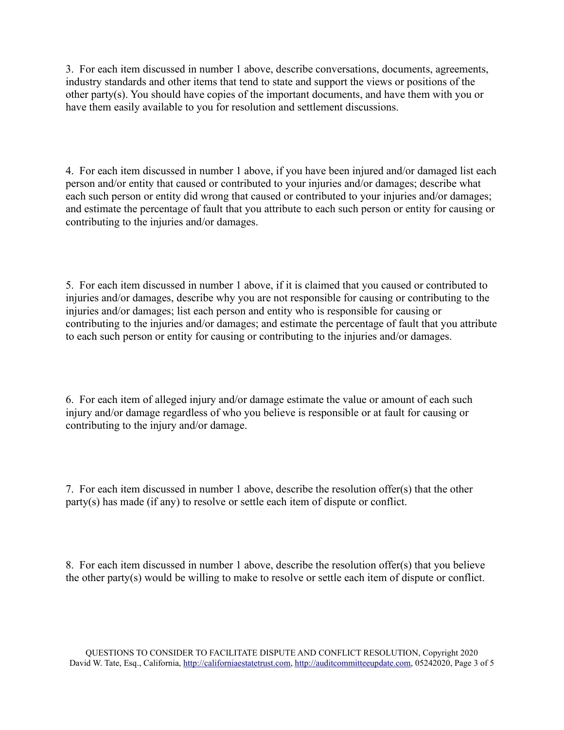3. For each item discussed in number 1 above, describe conversations, documents, agreements, industry standards and other items that tend to state and support the views or positions of the other party(s). You should have copies of the important documents, and have them with you or have them easily available to you for resolution and settlement discussions.

4. For each item discussed in number 1 above, if you have been injured and/or damaged list each person and/or entity that caused or contributed to your injuries and/or damages; describe what each such person or entity did wrong that caused or contributed to your injuries and/or damages; and estimate the percentage of fault that you attribute to each such person or entity for causing or contributing to the injuries and/or damages.

5. For each item discussed in number 1 above, if it is claimed that you caused or contributed to injuries and/or damages, describe why you are not responsible for causing or contributing to the injuries and/or damages; list each person and entity who is responsible for causing or contributing to the injuries and/or damages; and estimate the percentage of fault that you attribute to each such person or entity for causing or contributing to the injuries and/or damages.

6. For each item of alleged injury and/or damage estimate the value or amount of each such injury and/or damage regardless of who you believe is responsible or at fault for causing or contributing to the injury and/or damage.

7. For each item discussed in number 1 above, describe the resolution offer(s) that the other party(s) has made (if any) to resolve or settle each item of dispute or conflict.

8. For each item discussed in number 1 above, describe the resolution offer(s) that you believe the other party(s) would be willing to make to resolve or settle each item of dispute or conflict.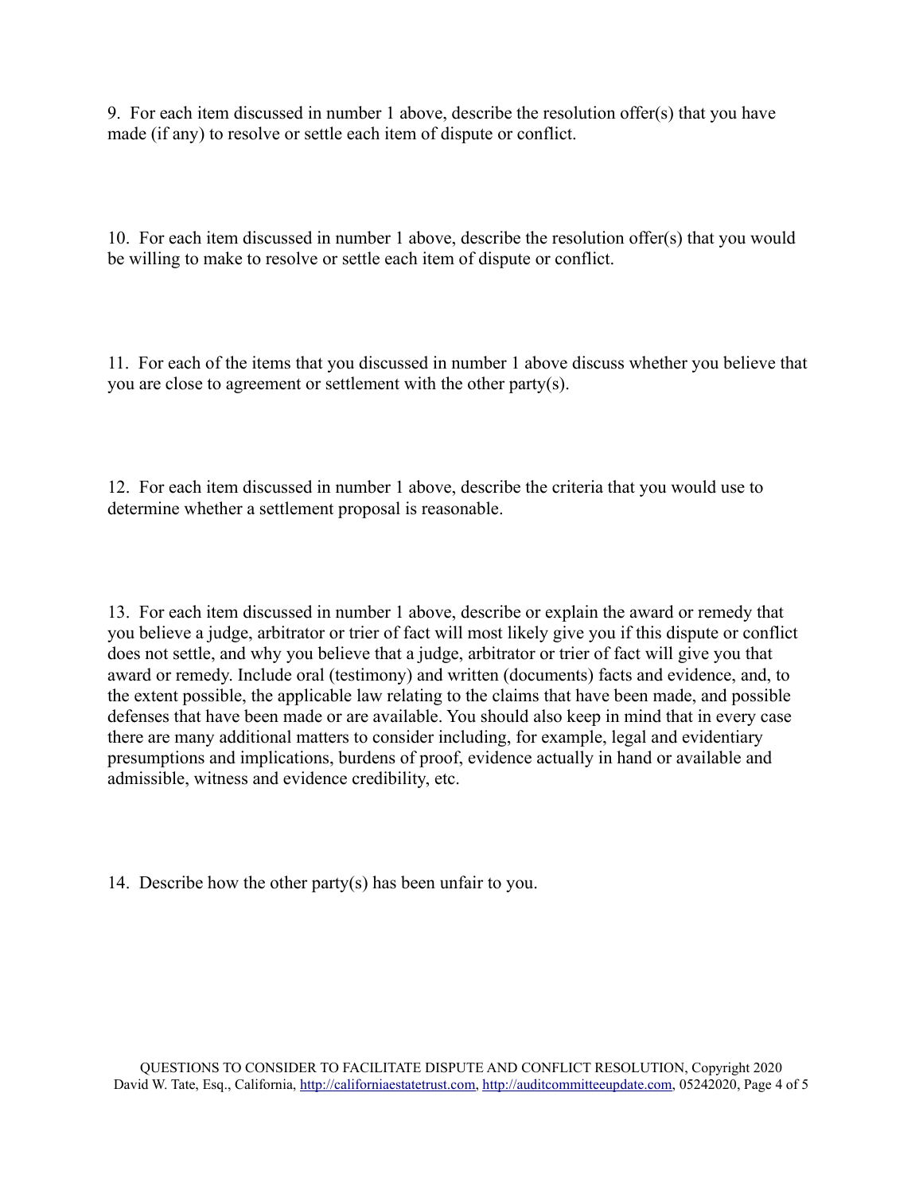9. For each item discussed in number 1 above, describe the resolution offer(s) that you have made (if any) to resolve or settle each item of dispute or conflict.

10. For each item discussed in number 1 above, describe the resolution offer(s) that you would be willing to make to resolve or settle each item of dispute or conflict.

11. For each of the items that you discussed in number 1 above discuss whether you believe that you are close to agreement or settlement with the other party(s).

12. For each item discussed in number 1 above, describe the criteria that you would use to determine whether a settlement proposal is reasonable.

13. For each item discussed in number 1 above, describe or explain the award or remedy that you believe a judge, arbitrator or trier of fact will most likely give you if this dispute or conflict does not settle, and why you believe that a judge, arbitrator or trier of fact will give you that award or remedy. Include oral (testimony) and written (documents) facts and evidence, and, to the extent possible, the applicable law relating to the claims that have been made, and possible defenses that have been made or are available. You should also keep in mind that in every case there are many additional matters to consider including, for example, legal and evidentiary presumptions and implications, burdens of proof, evidence actually in hand or available and admissible, witness and evidence credibility, etc.

14. Describe how the other party(s) has been unfair to you.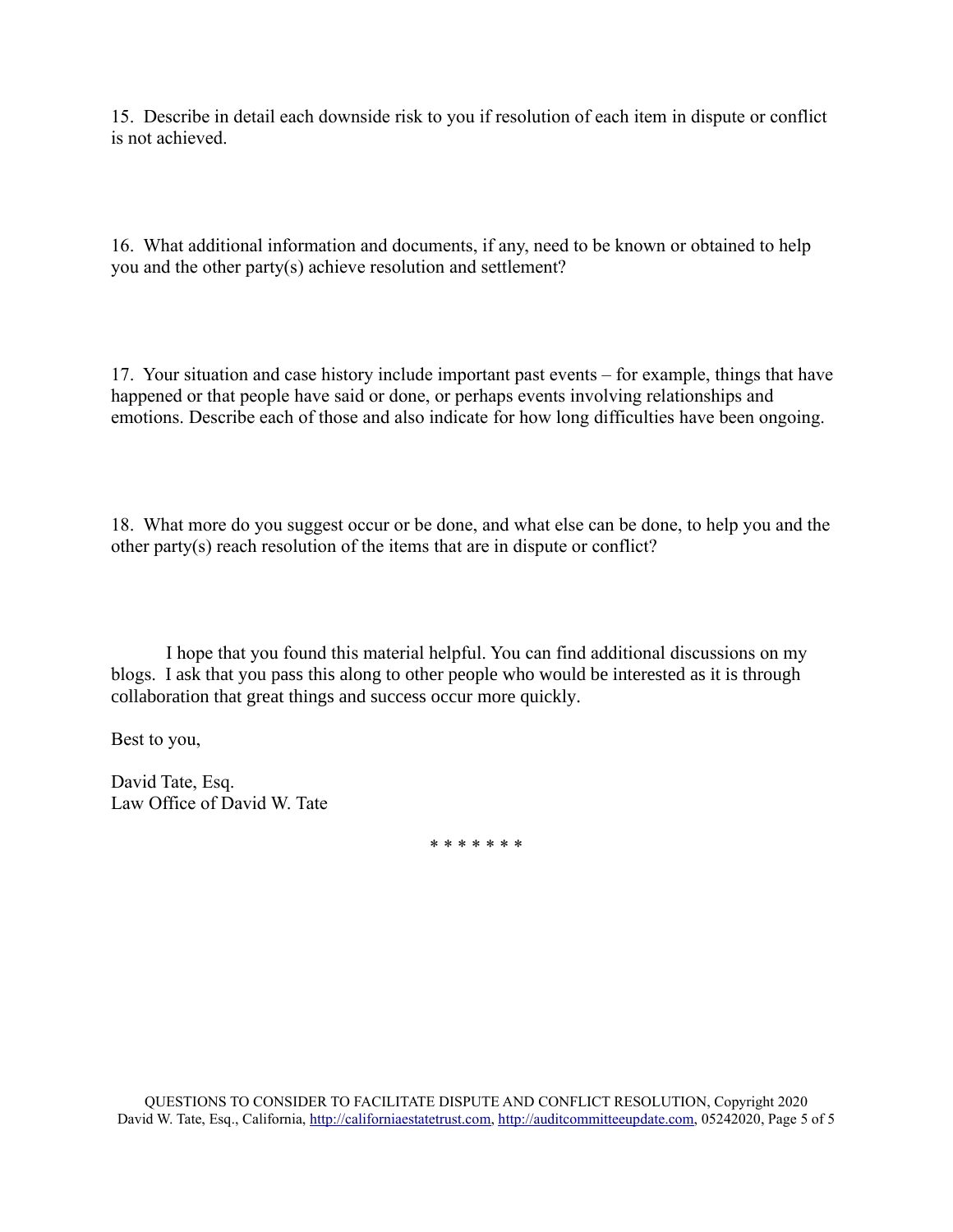15. Describe in detail each downside risk to you if resolution of each item in dispute or conflict is not achieved.

16. What additional information and documents, if any, need to be known or obtained to help you and the other party(s) achieve resolution and settlement?

17. Your situation and case history include important past events – for example, things that have happened or that people have said or done, or perhaps events involving relationships and emotions. Describe each of those and also indicate for how long difficulties have been ongoing.

18. What more do you suggest occur or be done, and what else can be done, to help you and the other party(s) reach resolution of the items that are in dispute or conflict?

I hope that you found this material helpful. You can find additional discussions on my blogs. I ask that you pass this along to other people who would be interested as it is through collaboration that great things and success occur more quickly.

Best to you,

David Tate, Esq.
Law Office of David W. Tate

\* \* \* \* \* \* \*